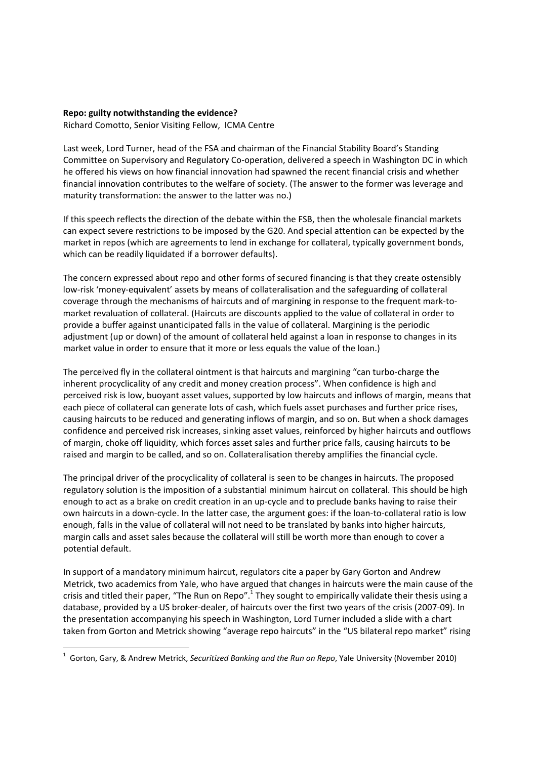**Repo: guilty notwithstanding the evidence?**

Richard Comotto, Senior Visiting Fellow, ICMA Centre

Last week, Lord Turner, head of the FSA and chairman of the Financial Stability Board's Standing Committee on Supervisory and Regulatory Co-operation, delivered a speech in Washington DC in which he offered his views on how financial innovation had spawned the recent financial crisis and whether financial innovation contributes to the welfare of society. (The answer to the former was leverage and maturity transformation: the answer to the latter was no.)

If this speech reflects the direction of the debate within the FSB, then the wholesale financial markets can expect severe restrictions to be imposed by the G20. And special attention can be expected by the market in repos (which are agreements to lend in exchange for collateral, typically government bonds, which can be readily liquidated if a borrower defaults).

The concern expressed about repo and other forms of secured financing is that they create ostensibly low-risk 'money-equivalent' assets by means of collateralisation and the safeguarding of collateral coverage through the mechanisms of haircuts and of margining in response to the frequent mark-to-market revaluation of collateral. (Haircuts are discounts applied to the value of collateral in order to provide a buffer against unanticipated falls in the value of collateral. Margining is the periodic adjustment (up or down) of the amount of collateral held against a loan in response to changes in its market value in order to ensure that it more or less equals the value of the loan.)

The perceived fly in the collateral ointment is that haircuts and margining "can turbo-charge the inherent procyclicality of any credit and money creation process". When confidence is high and perceived risk is low, buoyant asset values, supported by low haircuts and inflows of margin, means that each piece of collateral can generate lots of cash, which fuels asset purchases and further price rises, causing haircuts to be reduced and generating inflows of margin, and so on. But when a shock damages confidence and perceived risk increases, sinking asset values, reinforced by higher haircuts and outflows of margin, choke off liquidity, which forces asset sales and further price falls, causing haircuts to be raised and margin to be called, and so on. Collateralisation thereby amplifies the financial cycle.

The principal driver of the procyclicality of collateral is seen to be changes in haircuts. The proposed regulatory solution is the imposition of a substantial minimum haircut on collateral. This should be high enough to act as a brake on credit creation in an up-cycle and to preclude banks having to raise their own haircuts in a down-cycle. In the latter case, the argument goes: if the loan-to-collateral ratio is low enough, falls in the value of collateral will not need to be translated by banks into higher haircuts, margin calls and asset sales because the collateral will still be worth more than enough to cover a potential default.

In support of a mandatory minimum haircut, regulators cite a paper by Gary Gorton and Andrew Metrick, two academics from Yale, who have argued that changes in haircuts were the main cause of the crisis and titled their paper, "The Run on Repo".[1] They sought to empirically validate their thesis using a database, provided by a US broker-dealer, of haircuts over the first two years of the crisis (2007-09). In the presentation accompanying his speech in Washington, Lord Turner included a slide with a chart taken from Gorton and Metrick showing "average repo haircuts" in the "US bilateral repo market" rising

[1] Gorton, Gary, & Andrew Metrick, *Securitized Banking and the Run on Repo*, Yale University (November 2010)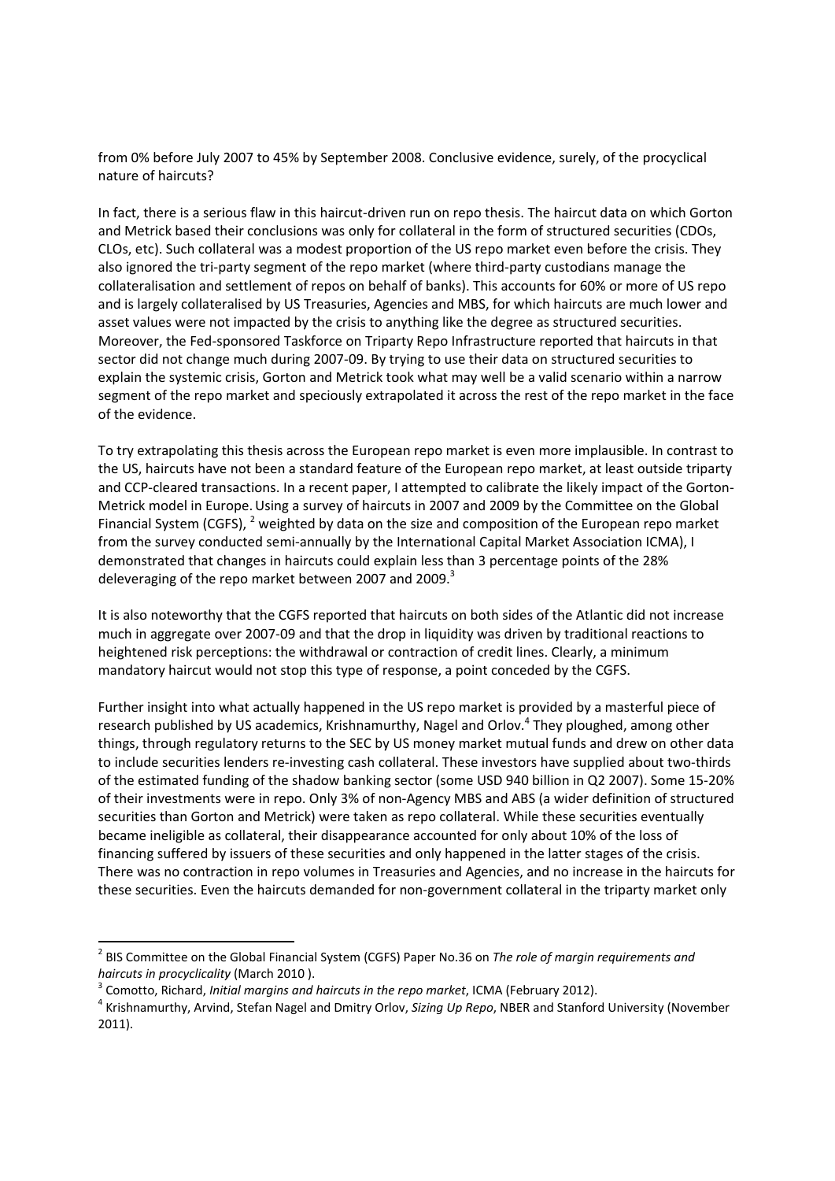from 0% before July 2007 to 45% by September 2008. Conclusive evidence, surely, of the procyclical nature of haircuts?

In fact, there is a serious flaw in this haircut-driven run on repo thesis. The haircut data on which Gorton and Metrick based their conclusions was only for collateral in the form of structured securities (CDOs, CLOs, etc). Such collateral was a modest proportion of the US repo market even before the crisis. They also ignored the tri-party segment of the repo market (where third-party custodians manage the collateralisation and settlement of repos on behalf of banks). This accounts for 60% or more of US repo and is largely collateralised by US Treasuries, Agencies and MBS, for which haircuts are much lower and asset values were not impacted by the crisis to anything like the degree as structured securities. Moreover, the Fed-sponsored Taskforce on Triparty Repo Infrastructure reported that haircuts in that sector did not change much during 2007-09. By trying to use their data on structured securities to explain the systemic crisis, Gorton and Metrick took what may well be a valid scenario within a narrow segment of the repo market and speciously extrapolated it across the rest of the repo market in the face of the evidence.

To try extrapolating this thesis across the European repo market is even more implausible. In contrast to the US, haircuts have not been a standard feature of the European repo market, at least outside triparty and CCP-cleared transactions. In a recent paper, I attempted to calibrate the likely impact of the Gorton-Metrick model in Europe. Using a survey of haircuts in 2007 and 2009 by the Committee on the Global Financial System (CGFS), [2] weighted by data on the size and composition of the European repo market from the survey conducted semi-annually by the International Capital Market Association ICMA), I demonstrated that changes in haircuts could explain less than 3 percentage points of the 28% deleveraging of the repo market between 2007 and 2009.[3]

It is also noteworthy that the CGFS reported that haircuts on both sides of the Atlantic did not increase much in aggregate over 2007-09 and that the drop in liquidity was driven by traditional reactions to heightened risk perceptions: the withdrawal or contraction of credit lines. Clearly, a minimum mandatory haircut would not stop this type of response, a point conceded by the CGFS.

Further insight into what actually happened in the US repo market is provided by a masterful piece of research published by US academics, Krishnamurthy, Nagel and Orlov.[4] They ploughed, among other things, through regulatory returns to the SEC by US money market mutual funds and drew on other data to include securities lenders re-investing cash collateral. These investors have supplied about two-thirds of the estimated funding of the shadow banking sector (some USD 940 billion in Q2 2007). Some 15-20% of their investments were in repo. Only 3% of non-Agency MBS and ABS (a wider definition of structured securities than Gorton and Metrick) were taken as repo collateral. While these securities eventually became ineligible as collateral, their disappearance accounted for only about 10% of the loss of financing suffered by issuers of these securities and only happened in the latter stages of the crisis. There was no contraction in repo volumes in Treasuries and Agencies, and no increase in the haircuts for these securities. Even the haircuts demanded for non-government collateral in the triparty market only

---

[2] BIS Committee on the Global Financial System (CGFS) Paper No.36 on *The role of margin requirements and haircuts in procyclicality* (March 2010 ).

[3] Comotto, Richard, *Initial margins and haircuts in the repo market*, ICMA (February 2012).

[4] Krishnamurthy, Arvind, Stefan Nagel and Dmitry Orlov, *Sizing Up Repo*, NBER and Stanford University (November 2011).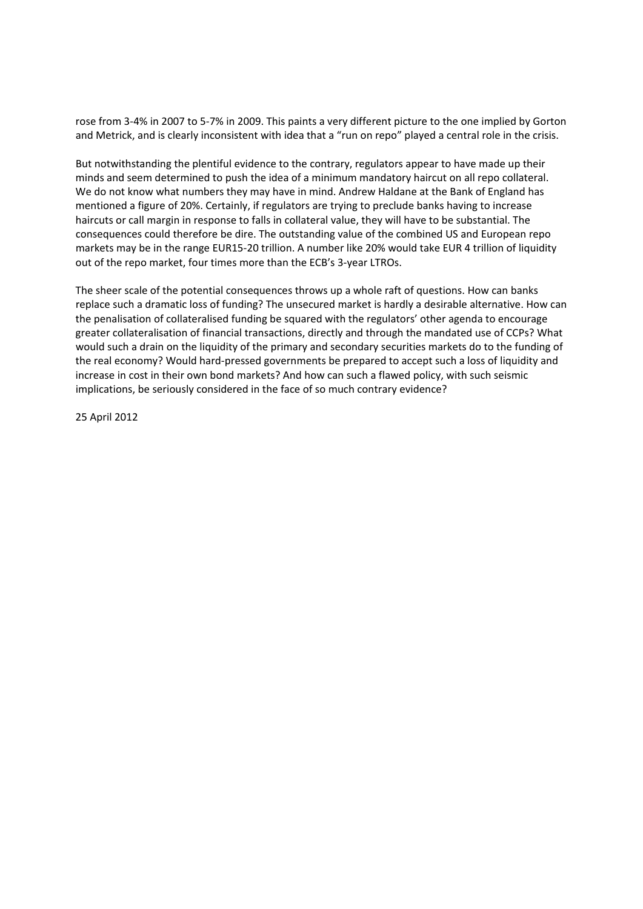rose from 3-4% in 2007 to 5-7% in 2009. This paints a very different picture to the one implied by Gorton and Metrick, and is clearly inconsistent with idea that a "run on repo" played a central role in the crisis.

But notwithstanding the plentiful evidence to the contrary, regulators appear to have made up their minds and seem determined to push the idea of a minimum mandatory haircut on all repo collateral. We do not know what numbers they may have in mind. Andrew Haldane at the Bank of England has mentioned a figure of 20%. Certainly, if regulators are trying to preclude banks having to increase haircuts or call margin in response to falls in collateral value, they will have to be substantial. The consequences could therefore be dire. The outstanding value of the combined US and European repo markets may be in the range EUR15-20 trillion. A number like 20% would take EUR 4 trillion of liquidity out of the repo market, four times more than the ECB's 3-year LTROs.

The sheer scale of the potential consequences throws up a whole raft of questions. How can banks replace such a dramatic loss of funding? The unsecured market is hardly a desirable alternative. How can the penalisation of collateralised funding be squared with the regulators' other agenda to encourage greater collateralisation of financial transactions, directly and through the mandated use of CCPs? What would such a drain on the liquidity of the primary and secondary securities markets do to the funding of the real economy? Would hard-pressed governments be prepared to accept such a loss of liquidity and increase in cost in their own bond markets? And how can such a flawed policy, with such seismic implications, be seriously considered in the face of so much contrary evidence?

25 April 2012